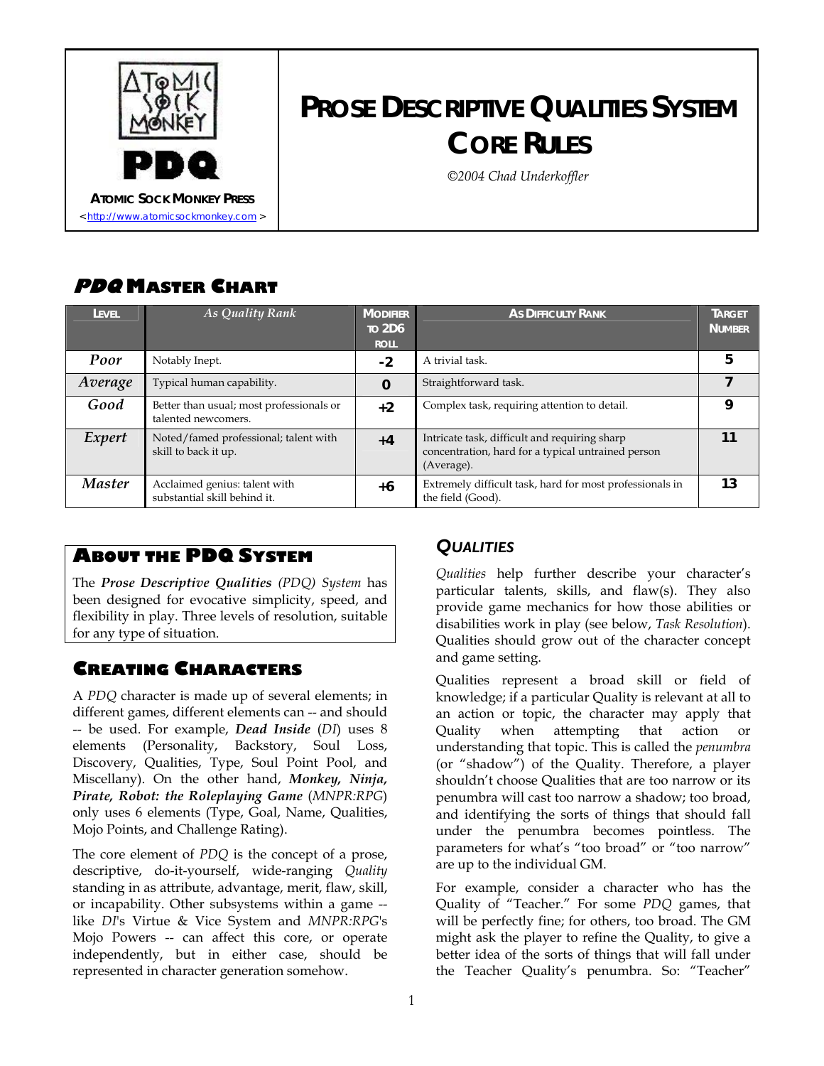ATOMIC SOCK MONKEY PRESS
<http://www.atomicsockmonkey.com>

# PROSE DESCRIPTIVE QUALITIES SYSTEM CORE RULES

*©2004 Chad Underkoffler*

## *PDQ* MASTER CHART

| LEVEL | *As Quality Rank* | MODIFIER TO 2D6 ROLL | AS DIFFICULTY RANK | TARGET NUMBER |
|---|---|---|---|---|
| *Poor* | Notably Inept. | **-2** | A trivial task. | **5** |
| *Average* | Typical human capability. | **0** | Straightforward task. | **7** |
| *Good* | Better than usual; most professionals or talented newcomers. | **+2** | Complex task, requiring attention to detail. | **9** |
| *Expert* | Noted/famed professional; talent with skill to back it up. | **+4** | Intricate task, difficult and requiring sharp concentration, hard for a typical untrained person (Average). | **11** |
| *Master* | Acclaimed genius: talent with substantial skill behind it. | **+6** | Extremely difficult task, hard for most professionals in the field (Good). | **13** |

## ABOUT THE PDQ SYSTEM

The ***Prose Descriptive Qualities*** *(PDQ) System* has been designed for evocative simplicity, speed, and flexibility in play. Three levels of resolution, suitable for any type of situation.

## CREATING CHARACTERS

A *PDQ* character is made up of several elements; in different games, different elements can -- and should -- be used. For example, ***Dead Inside*** (*DI*) uses 8 elements (Personality, Backstory, Soul Loss, Discovery, Qualities, Type, Soul Point Pool, and Miscellany). On the other hand, ***Monkey, Ninja, Pirate, Robot: the Roleplaying Game*** (*MNPR:RPG*) only uses 6 elements (Type, Goal, Name, Qualities, Mojo Points, and Challenge Rating).

The core element of *PDQ* is the concept of a prose, descriptive, do-it-yourself, wide-ranging *Quality* standing in as attribute, advantage, merit, flaw, skill, or incapability. Other subsystems within a game -- like *DI*'s Virtue & Vice System and *MNPR:RPG*'s Mojo Powers -- can affect this core, or operate independently, but in either case, should be represented in character generation somehow.

## *QUALITIES*

*Qualities* help further describe your character's particular talents, skills, and flaw(s). They also provide game mechanics for how those abilities or disabilities work in play (see below, *Task Resolution*). Qualities should grow out of the character concept and game setting.

Qualities represent a broad skill or field of knowledge; if a particular Quality is relevant at all to an action or topic, the character may apply that Quality when attempting that action or understanding that topic. This is called the *penumbra* (or "shadow") of the Quality. Therefore, a player shouldn't choose Qualities that are too narrow or its penumbra will cast too narrow a shadow; too broad, and identifying the sorts of things that should fall under the penumbra becomes pointless. The parameters for what's "too broad" or "too narrow" are up to the individual GM.

For example, consider a character who has the Quality of "Teacher." For some *PDQ* games, that will be perfectly fine; for others, too broad. The GM might ask the player to refine the Quality, to give a better idea of the sorts of things that will fall under the Teacher Quality's penumbra. So: "Teacher"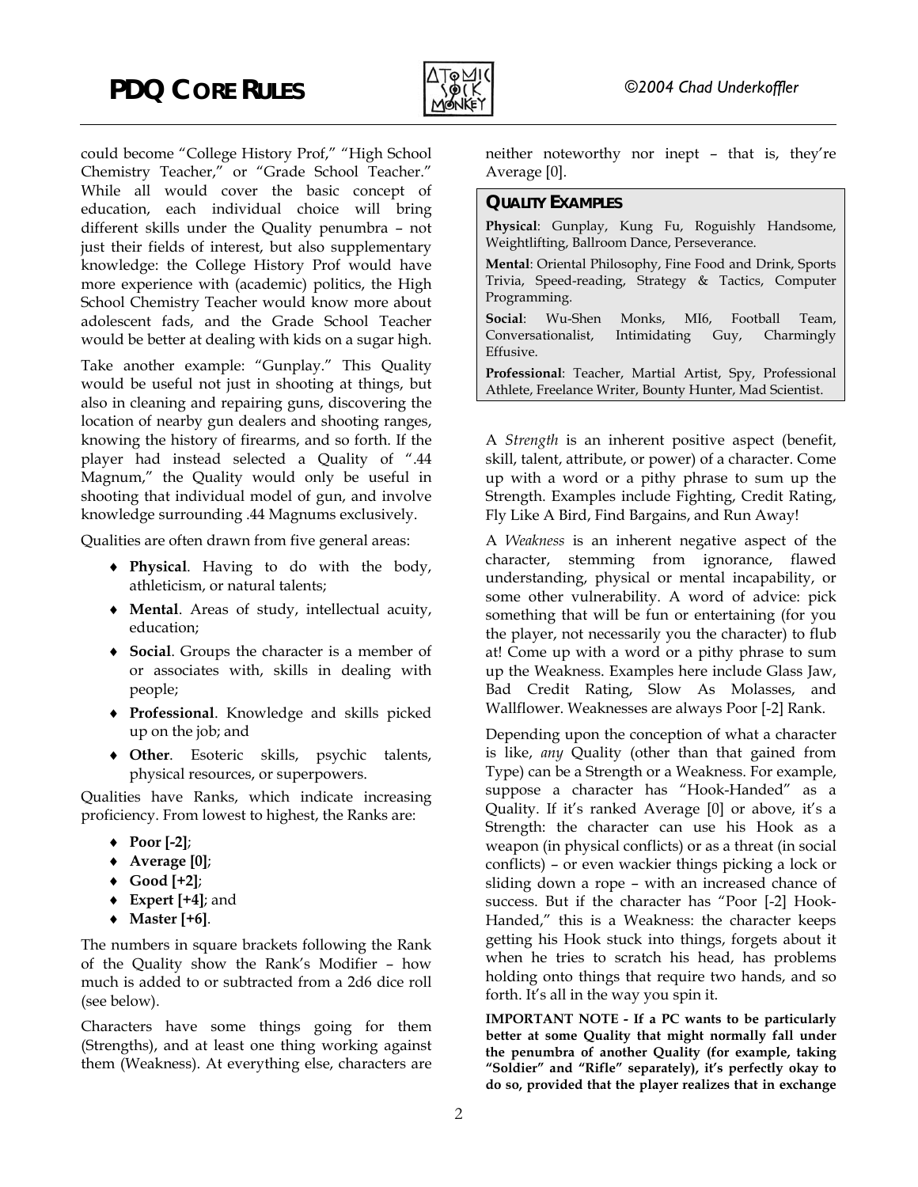could become "College History Prof," "High School Chemistry Teacher," or "Grade School Teacher." While all would cover the basic concept of education, each individual choice will bring different skills under the Quality penumbra – not just their fields of interest, but also supplementary knowledge: the College History Prof would have more experience with (academic) politics, the High School Chemistry Teacher would know more about adolescent fads, and the Grade School Teacher would be better at dealing with kids on a sugar high.

Take another example: "Gunplay." This Quality would be useful not just in shooting at things, but also in cleaning and repairing guns, discovering the location of nearby gun dealers and shooting ranges, knowing the history of firearms, and so forth. If the player had instead selected a Quality of ".44 Magnum," the Quality would only be useful in shooting that individual model of gun, and involve knowledge surrounding .44 Magnums exclusively.

Qualities are often drawn from five general areas:

- **Physical**. Having to do with the body, athleticism, or natural talents;
- **Mental**. Areas of study, intellectual acuity, education;
- **Social**. Groups the character is a member of or associates with, skills in dealing with people;
- **Professional**. Knowledge and skills picked up on the job; and
- **Other**. Esoteric skills, psychic talents, physical resources, or superpowers.

Qualities have Ranks, which indicate increasing proficiency. From lowest to highest, the Ranks are:

- **Poor [-2]**;
- **Average [0]**;
- **Good [+2]**;
- **Expert [+4]**; and
- **Master [+6]**.

The numbers in square brackets following the Rank of the Quality show the Rank's Modifier – how much is added to or subtracted from a 2d6 dice roll (see below).

Characters have some things going for them (Strengths), and at least one thing working against them (Weakness). At everything else, characters are neither noteworthy nor inept – that is, they're Average [0].

### QUALITY EXAMPLES

**Physical**: Gunplay, Kung Fu, Roguishly Handsome, Weightlifting, Ballroom Dance, Perseverance.

**Mental**: Oriental Philosophy, Fine Food and Drink, Sports Trivia, Speed-reading, Strategy & Tactics, Computer Programming.

**Social**: Wu-Shen Monks, MI6, Football Team, Conversationalist, Intimidating Guy, Charmingly Effusive.

**Professional**: Teacher, Martial Artist, Spy, Professional Athlete, Freelance Writer, Bounty Hunter, Mad Scientist.

A *Strength* is an inherent positive aspect (benefit, skill, talent, attribute, or power) of a character. Come up with a word or a pithy phrase to sum up the Strength. Examples include Fighting, Credit Rating, Fly Like A Bird, Find Bargains, and Run Away!

A *Weakness* is an inherent negative aspect of the character, stemming from ignorance, flawed understanding, physical or mental incapability, or some other vulnerability. A word of advice: pick something that will be fun or entertaining (for you the player, not necessarily you the character) to flub at! Come up with a word or a pithy phrase to sum up the Weakness. Examples here include Glass Jaw, Bad Credit Rating, Slow As Molasses, and Wallflower. Weaknesses are always Poor [-2] Rank.

Depending upon the conception of what a character is like, *any* Quality (other than that gained from Type) can be a Strength or a Weakness. For example, suppose a character has "Hook-Handed" as a Quality. If it's ranked Average [0] or above, it's a Strength: the character can use his Hook as a weapon (in physical conflicts) or as a threat (in social conflicts) – or even wackier things picking a lock or sliding down a rope – with an increased chance of success. But if the character has "Poor [-2] Hook-Handed," this is a Weakness: the character keeps getting his Hook stuck into things, forgets about it when he tries to scratch his head, has problems holding onto things that require two hands, and so forth. It's all in the way you spin it.

**IMPORTANT NOTE - If a PC wants to be particularly better at some Quality that might normally fall under the penumbra of another Quality (for example, taking "Soldier" and "Rifle" separately), it's perfectly okay to do so, provided that the player realizes that in exchange**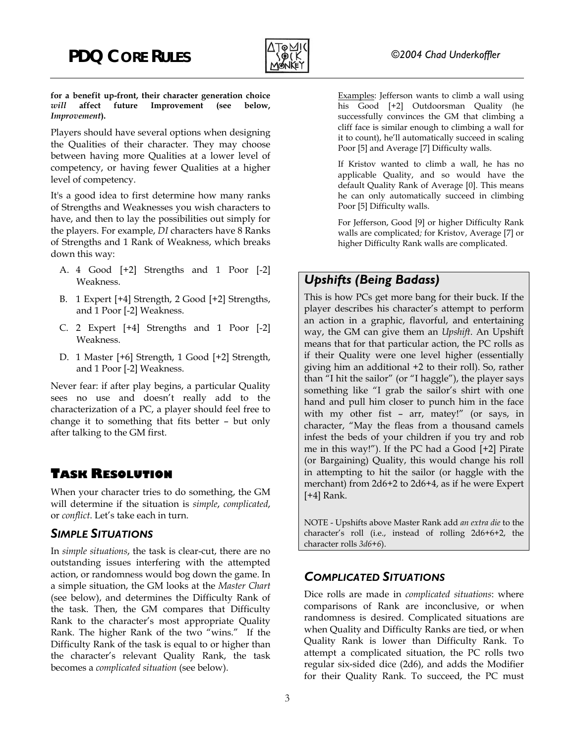**for a benefit up-front, their character generation choice *will* affect future Improvement (see below, *Improvement*).**

Players should have several options when designing the Qualities of their character. They may choose between having more Qualities at a lower level of competency, or having fewer Qualities at a higher level of competency.

It's a good idea to first determine how many ranks of Strengths and Weaknesses you wish characters to have, and then to lay the possibilities out simply for the players. For example, *DI* characters have 8 Ranks of Strengths and 1 Rank of Weakness, which breaks down this way:

A. 4 Good [+2] Strengths and 1 Poor [-2] Weakness.
B. 1 Expert [+4] Strength, 2 Good [+2] Strengths, and 1 Poor [-2] Weakness.
C. 2 Expert [+4] Strengths and 1 Poor [-2] Weakness.
D. 1 Master [+6] Strength, 1 Good [+2] Strength, and 1 Poor [-2] Weakness.

Never fear: if after play begins, a particular Quality sees no use and doesn't really add to the characterization of a PC, a player should feel free to change it to something that fits better – but only after talking to the GM first.

## Task Resolution

When your character tries to do something, the GM will determine if the situation is *simple*, *complicated*, or *conflict*. Let's take each in turn.

### *Simple Situations*

In *simple situations*, the task is clear-cut, there are no outstanding issues interfering with the attempted action, or randomness would bog down the game. In a simple situation, the GM looks at the *Master Chart* (see below), and determines the Difficulty Rank of the task. Then, the GM compares that Difficulty Rank to the character's most appropriate Quality Rank. The higher Rank of the two "wins." If the Difficulty Rank of the task is equal to or higher than the character's relevant Quality Rank, the task becomes a *complicated situation* (see below).

Examples: Jefferson wants to climb a wall using his Good [+2] Outdoorsman Quality (he successfully convinces the GM that climbing a cliff face is similar enough to climbing a wall for it to count), he'll automatically succeed in scaling Poor [5] and Average [7] Difficulty walls.

If Kristov wanted to climb a wall, he has no applicable Quality, and so would have the default Quality Rank of Average [0]. This means he can only automatically succeed in climbing Poor [5] Difficulty walls.

For Jefferson, Good [9] or higher Difficulty Rank walls are complicated; for Kristov, Average [7] or higher Difficulty Rank walls are complicated.

### *Upshifts (Being Badass)*

This is how PCs get more bang for their buck. If the player describes his character's attempt to perform an action in a graphic, flavorful, and entertaining way, the GM can give them an *Upshift*. An Upshift means that for that particular action, the PC rolls as if their Quality were one level higher (essentially giving him an additional +2 to their roll). So, rather than "I hit the sailor" (or "I haggle"), the player says something like "I grab the sailor's shirt with one hand and pull him closer to punch him in the face with my other fist – arr, matey!" (or says, in character, "May the fleas from a thousand camels infest the beds of your children if you try and rob me in this way!"). If the PC had a Good [+2] Pirate (or Bargaining) Quality, this would change his roll in attempting to hit the sailor (or haggle with the merchant) from 2d6+2 to 2d6+4, as if he were Expert [+4] Rank.

NOTE - Upshifts above Master Rank add *an extra die* to the character's roll (i.e., instead of rolling 2d6+6+2, the character rolls *3d6+6*).

### *Complicated Situations*

Dice rolls are made in *complicated situations*: where comparisons of Rank are inconclusive, or when randomness is desired. Complicated situations are when Quality and Difficulty Ranks are tied, or when Quality Rank is lower than Difficulty Rank. To attempt a complicated situation, the PC rolls two regular six-sided dice (2d6), and adds the Modifier for their Quality Rank. To succeed, the PC must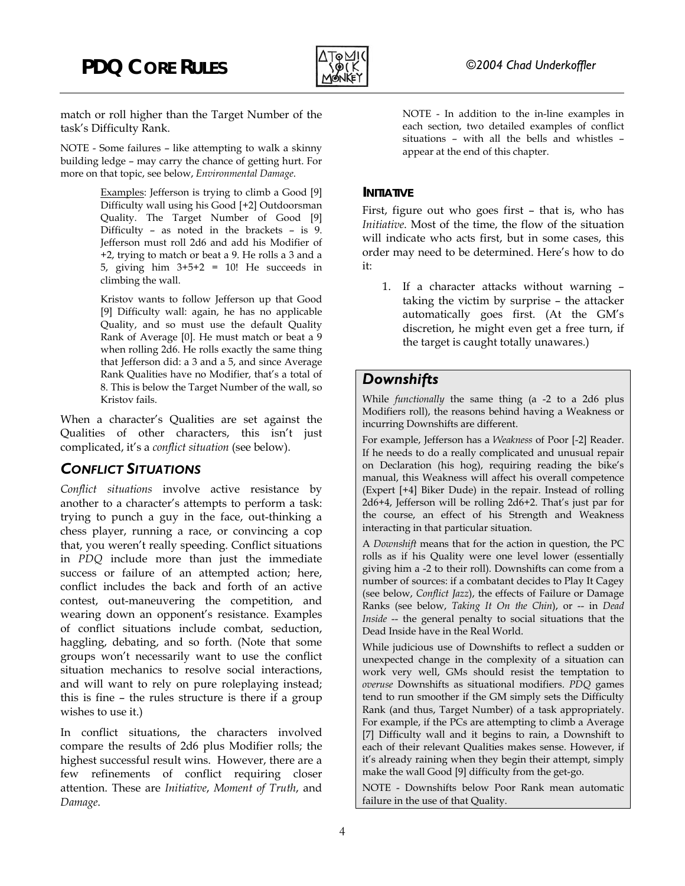match or roll higher than the Target Number of the task's Difficulty Rank.

NOTE - Some failures – like attempting to walk a skinny building ledge – may carry the chance of getting hurt. For more on that topic, see below, *Environmental Damage*.

> Examples: Jefferson is trying to climb a Good [9] Difficulty wall using his Good [+2] Outdoorsman Quality. The Target Number of Good [9] Difficulty – as noted in the brackets – is 9. Jefferson must roll 2d6 and add his Modifier of +2, trying to match or beat a 9. He rolls a 3 and a 5, giving him 3+5+2 = 10! He succeeds in climbing the wall.
>
> Kristov wants to follow Jefferson up that Good [9] Difficulty wall: again, he has no applicable Quality, and so must use the default Quality Rank of Average [0]. He must match or beat a 9 when rolling 2d6. He rolls exactly the same thing that Jefferson did: a 3 and a 5, and since Average Rank Qualities have no Modifier, that's a total of 8. This is below the Target Number of the wall, so Kristov fails.

When a character's Qualities are set against the Qualities of other characters, this isn't just complicated, it's a *conflict situation* (see below).

## *CONFLICT SITUATIONS*

*Conflict situations* involve active resistance by another to a character's attempts to perform a task: trying to punch a guy in the face, out-thinking a chess player, running a race, or convincing a cop that, you weren't really speeding. Conflict situations in *PDQ* include more than just the immediate success or failure of an attempted action; here, conflict includes the back and forth of an active contest, out-maneuvering the competition, and wearing down an opponent's resistance. Examples of conflict situations include combat, seduction, haggling, debating, and so forth. (Note that some groups won't necessarily want to use the conflict situation mechanics to resolve social interactions, and will want to rely on pure roleplaying instead; this is fine – the rules structure is there if a group wishes to use it.)

In conflict situations, the characters involved compare the results of 2d6 plus Modifier rolls; the highest successful result wins. However, there are a few refinements of conflict requiring closer attention. These are *Initiative*, *Moment of Truth*, and *Damage*.

> NOTE - In addition to the in-line examples in each section, two detailed examples of conflict situations – with all the bells and whistles – appear at the end of this chapter.

### INITIATIVE

First, figure out who goes first – that is, who has *Initiative*. Most of the time, the flow of the situation will indicate who acts first, but in some cases, this order may need to be determined. Here's how to do it:

1. If a character attacks without warning – taking the victim by surprise – the attacker automatically goes first. (At the GM's discretion, he might even get a free turn, if the target is caught totally unawares.)

> ### *Downshifts*
>
> While *functionally* the same thing (a -2 to a 2d6 plus Modifiers roll), the reasons behind having a Weakness or incurring Downshifts are different.
>
> For example, Jefferson has a *Weakness* of Poor [-2] Reader. If he needs to do a really complicated and unusual repair on Declaration (his hog), requiring reading the bike's manual, this Weakness will affect his overall competence (Expert [+4] Biker Dude) in the repair. Instead of rolling 2d6+4, Jefferson will be rolling 2d6+2. That's just par for the course, an effect of his Strength and Weakness interacting in that particular situation.
>
> A *Downshift* means that for the action in question, the PC rolls as if his Quality were one level lower (essentially giving him a -2 to their roll). Downshifts can come from a number of sources: if a combatant decides to Play It Cagey (see below, *Conflict Jazz*), the effects of Failure or Damage Ranks (see below, *Taking It On the Chin*), or -- in *Dead Inside* -- the general penalty to social situations that the Dead Inside have in the Real World.
>
> While judicious use of Downshifts to reflect a sudden or unexpected change in the complexity of a situation can work very well, GMs should resist the temptation to *overuse* Downshifts as situational modifiers. *PDQ* games tend to run smoother if the GM simply sets the Difficulty Rank (and thus, Target Number) of a task appropriately. For example, if the PCs are attempting to climb a Average [7] Difficulty wall and it begins to rain, a Downshift to each of their relevant Qualities makes sense. However, if it's already raining when they begin their attempt, simply make the wall Good [9] difficulty from the get-go.
>
> NOTE - Downshifts below Poor Rank mean automatic failure in the use of that Quality.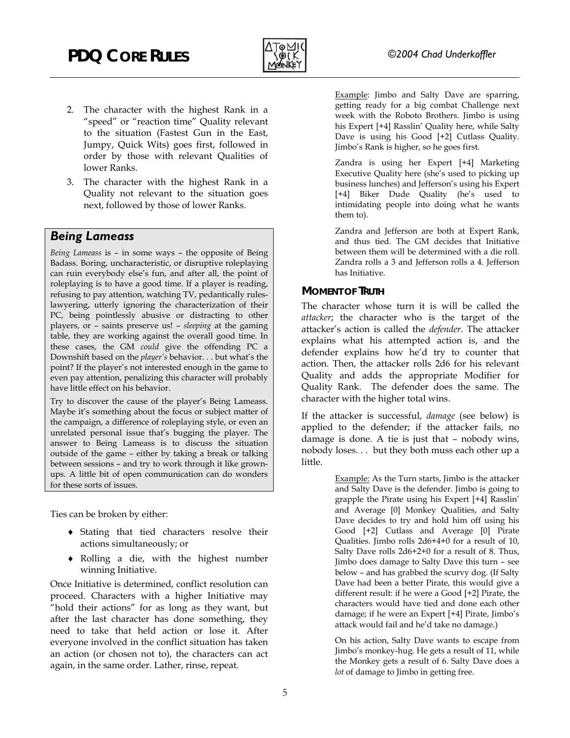2. The character with the highest Rank in a "speed" or "reaction time" Quality relevant to the situation (Fastest Gun in the East, Jumpy, Quick Wits) goes first, followed in order by those with relevant Qualities of lower Ranks.
3. The character with the highest Rank in a Quality not relevant to the situation goes next, followed by those of lower Ranks.

> ### *Being Lameass*
>
> *Being Lameass* is – in some ways – the opposite of Being Badass. Boring, uncharacteristic, or disruptive roleplaying can ruin everybody else's fun, and after all, the point of roleplaying is to have a good time. If a player is reading, refusing to pay attention, watching TV, pedantically rules-lawyering, utterly ignoring the characterization of their PC, being pointlessly abusive or distracting to other players, or – saints preserve us! – *sleeping* at the gaming table, they are working against the overall good time. In these cases, the GM *could* give the offending PC a Downshift based on the *player's* behavior. . . but what's the point? If the player's not interested enough in the game to even pay attention, penalizing this character will probably have little effect on his behavior.
>
> Try to discover the cause of the player's Being Lameass. Maybe it's something about the focus or subject matter of the campaign, a difference of roleplaying style, or even an unrelated personal issue that's bugging the player. The answer to Being Lameass is to discuss the situation outside of the game – either by taking a break or talking between sessions – and try to work through it like grown-ups. A little bit of open communication can do wonders for these sorts of issues.

Ties can be broken by either:

- Stating that tied characters resolve their actions simultaneously; or
- Rolling a die, with the highest number winning Initiative.

Once Initiative is determined, conflict resolution can proceed. Characters with a higher Initiative may "hold their actions" for as long as they want, but after the last character has done something, they need to take that held action or lose it. After everyone involved in the conflict situation has taken an action (or chosen not to), the characters can act again, in the same order. Lather, rinse, repeat.

> Example: Jimbo and Salty Dave are sparring, getting ready for a big combat Challenge next week with the Roboto Brothers. Jimbo is using his Expert [+4] Rasslin' Quality here, while Salty Dave is using his Good [+2] Cutlass Quality. Jimbo's Rank is higher, so he goes first.
>
> Zandra is using her Expert [+4] Marketing Executive Quality here (she's used to picking up business lunches) and Jefferson's using his Expert [+4] Biker Dude Quality (he's used to intimidating people into doing what he wants them to).
>
> Zandra and Jefferson are both at Expert Rank, and thus tied. The GM decides that Initiative between them will be determined with a die roll. Zandra rolls a 3 and Jefferson rolls a 4. Jefferson has Initiative.

#### MOMENT OF TRUTH

The character whose turn it is will be called the *attacker*; the character who is the target of the attacker's action is called the *defender*. The attacker explains what his attempted action is, and the defender explains how he'd try to counter that action. Then, the attacker rolls 2d6 for his relevant Quality and adds the appropriate Modifier for Quality Rank. The defender does the same. The character with the higher total wins.

If the attacker is successful, *damage* (see below) is applied to the defender; if the attacker fails, no damage is done. A tie is just that – nobody wins, nobody loses. . . but they both muss each other up a little.

> Example: As the Turn starts, Jimbo is the attacker and Salty Dave is the defender. Jimbo is going to grapple the Pirate using his Expert [+4] Rasslin' and Average [0] Monkey Qualities, and Salty Dave decides to try and hold him off using his Good [+2] Cutlass and Average [0] Pirate Qualities. Jimbo rolls 2d6+4+0 for a result of 10, Salty Dave rolls 2d6+2+0 for a result of 8. Thus, Jimbo does damage to Salty Dave this turn – see below – and has grabbed the scurvy dog. (If Salty Dave had been a better Pirate, this would give a different result: if he were a Good [+2] Pirate, the characters would have tied and done each other damage; if he were an Expert [+4] Pirate, Jimbo's attack would fail and he'd take no damage.)
>
> On his action, Salty Dave wants to escape from Jimbo's monkey-hug. He gets a result of 11, while the Monkey gets a result of 6. Salty Dave does a *lot* of damage to Jimbo in getting free.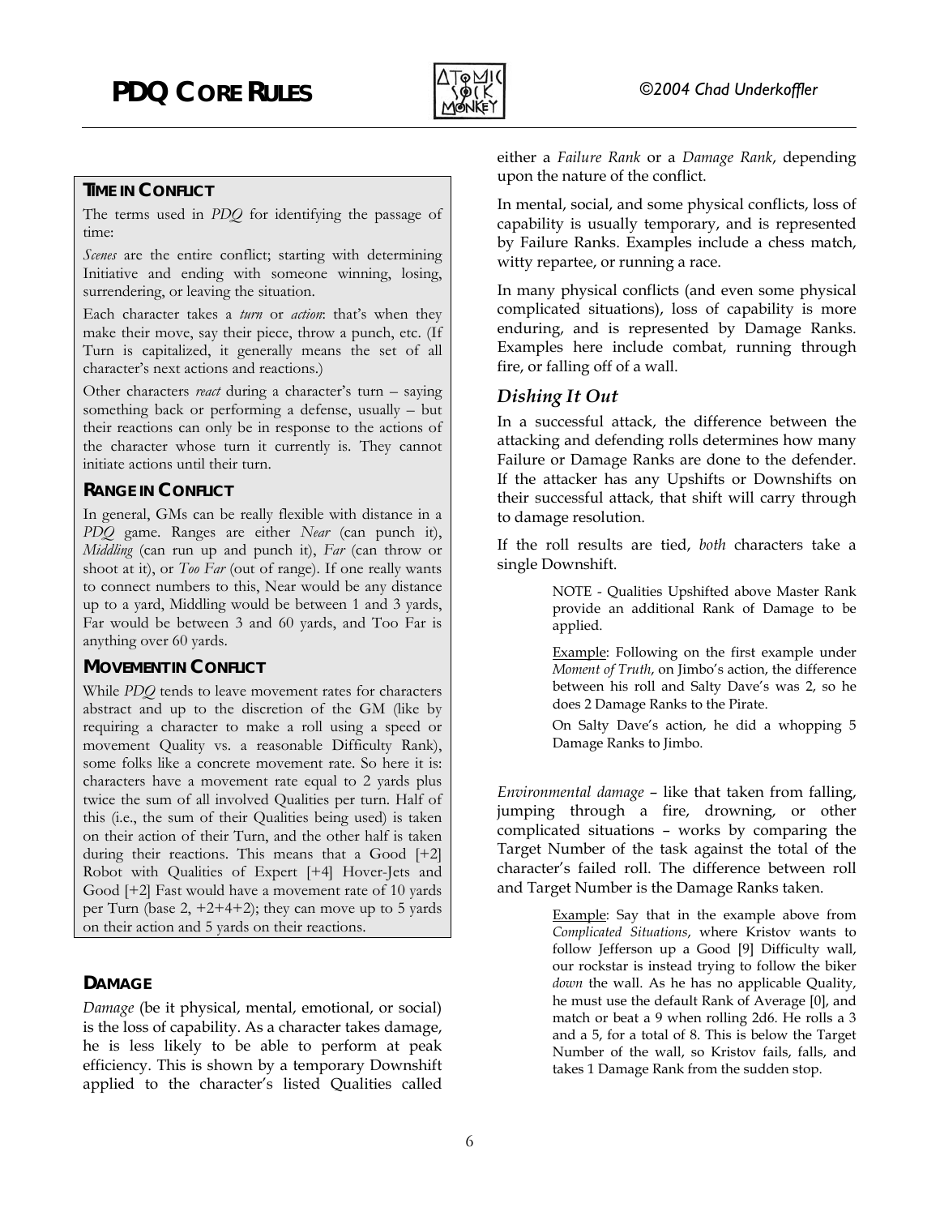### TIME IN CONFLICT

The terms used in *PDQ* for identifying the passage of time:

*Scenes* are the entire conflict; starting with determining Initiative and ending with someone winning, losing, surrendering, or leaving the situation.

Each character takes a *turn* or *action*: that's when they make their move, say their piece, throw a punch, etc. (If Turn is capitalized, it generally means the set of all character's next actions and reactions.)

Other characters *react* during a character's turn – saying something back or performing a defense, usually – but their reactions can only be in response to the actions of the character whose turn it currently is. They cannot initiate actions until their turn.

### RANGE IN CONFLICT

In general, GMs can be really flexible with distance in a *PDQ* game. Ranges are either *Near* (can punch it), *Middling* (can run up and punch it), *Far* (can throw or shoot at it), or *Too Far* (out of range). If one really wants to connect numbers to this, Near would be any distance up to a yard, Middling would be between 1 and 3 yards, Far would be between 3 and 60 yards, and Too Far is anything over 60 yards.

### MOVEMENT IN CONFLICT

While *PDQ* tends to leave movement rates for characters abstract and up to the discretion of the GM (like by requiring a character to make a roll using a speed or movement Quality vs. a reasonable Difficulty Rank), some folks like a concrete movement rate. So here it is: characters have a movement rate equal to 2 yards plus twice the sum of all involved Qualities per turn. Half of this (i.e., the sum of their Qualities being used) is taken on their action of their Turn, and the other half is taken during their reactions. This means that a Good [+2] Robot with Qualities of Expert [+4] Hover-Jets and Good [+2] Fast would have a movement rate of 10 yards per Turn (base 2, +2+4+2); they can move up to 5 yards on their action and 5 yards on their reactions.

## DAMAGE

*Damage* (be it physical, mental, emotional, or social) is the loss of capability. As a character takes damage, he is less likely to be able to perform at peak efficiency. This is shown by a temporary Downshift applied to the character's listed Qualities called either a *Failure Rank* or a *Damage Rank*, depending upon the nature of the conflict.

In mental, social, and some physical conflicts, loss of capability is usually temporary, and is represented by Failure Ranks. Examples include a chess match, witty repartee, or running a race.

In many physical conflicts (and even some physical complicated situations), loss of capability is more enduring, and is represented by Damage Ranks. Examples here include combat, running through fire, or falling off of a wall.

### *Dishing It Out*

In a successful attack, the difference between the attacking and defending rolls determines how many Failure or Damage Ranks are done to the defender. If the attacker has any Upshifts or Downshifts on their successful attack, that shift will carry through to damage resolution.

If the roll results are tied, *both* characters take a single Downshift.

> NOTE - Qualities Upshifted above Master Rank provide an additional Rank of Damage to be applied.
>
> Example: Following on the first example under *Moment of Truth*, on Jimbo's action, the difference between his roll and Salty Dave's was 2, so he does 2 Damage Ranks to the Pirate.
>
> On Salty Dave's action, he did a whopping 5 Damage Ranks to Jimbo.

*Environmental damage* – like that taken from falling, jumping through a fire, drowning, or other complicated situations – works by comparing the Target Number of the task against the total of the character's failed roll. The difference between roll and Target Number is the Damage Ranks taken.

> Example: Say that in the example above from *Complicated Situations*, where Kristov wants to follow Jefferson up a Good [9] Difficulty wall, our rockstar is instead trying to follow the biker *down* the wall. As he has no applicable Quality, he must use the default Rank of Average [0], and match or beat a 9 when rolling 2d6. He rolls a 3 and a 5, for a total of 8. This is below the Target Number of the wall, so Kristov fails, falls, and takes 1 Damage Rank from the sudden stop.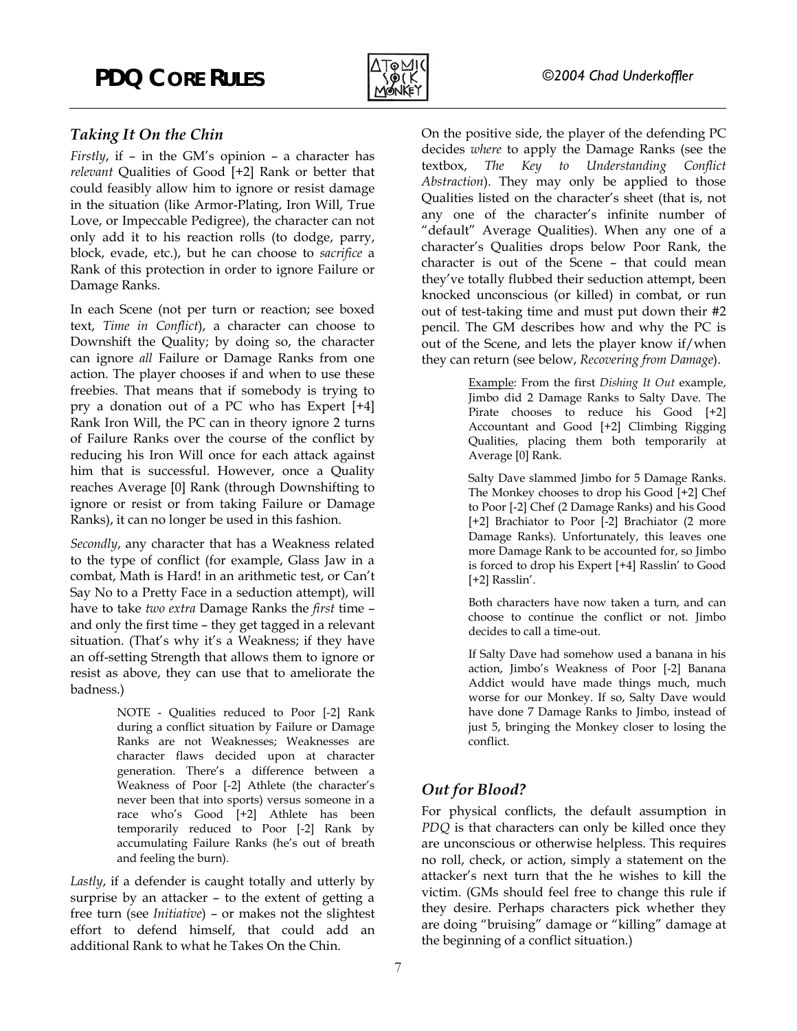## Taking It On the Chin

*Firstly*, if – in the GM's opinion – a character has *relevant* Qualities of Good [+2] Rank or better that could feasibly allow him to ignore or resist damage in the situation (like Armor-Plating, Iron Will, True Love, or Impeccable Pedigree), the character can not only add it to his reaction rolls (to dodge, parry, block, evade, etc.), but he can choose to *sacrifice* a Rank of this protection in order to ignore Failure or Damage Ranks.

In each Scene (not per turn or reaction; see boxed text, *Time in Conflict*), a character can choose to Downshift the Quality; by doing so, the character can ignore *all* Failure or Damage Ranks from one action. The player chooses if and when to use these freebies. That means that if somebody is trying to pry a donation out of a PC who has Expert [+4] Rank Iron Will, the PC can in theory ignore 2 turns of Failure Ranks over the course of the conflict by reducing his Iron Will once for each attack against him that is successful. However, once a Quality reaches Average [0] Rank (through Downshifting to ignore or resist or from taking Failure or Damage Ranks), it can no longer be used in this fashion.

*Secondly*, any character that has a Weakness related to the type of conflict (for example, Glass Jaw in a combat, Math is Hard! in an arithmetic test, or Can't Say No to a Pretty Face in a seduction attempt), will have to take *two extra* Damage Ranks the *first* time – and only the first time – they get tagged in a relevant situation. (That's why it's a Weakness; if they have an off-setting Strength that allows them to ignore or resist as above, they can use that to ameliorate the badness.)

> NOTE - Qualities reduced to Poor [-2] Rank during a conflict situation by Failure or Damage Ranks are not Weaknesses; Weaknesses are character flaws decided upon at character generation. There's a difference between a Weakness of Poor [-2] Athlete (the character's never been that into sports) versus someone in a race who's Good [+2] Athlete has been temporarily reduced to Poor [-2] Rank by accumulating Failure Ranks (he's out of breath and feeling the burn).

*Lastly*, if a defender is caught totally and utterly by surprise by an attacker – to the extent of getting a free turn (see *Initiative*) – or makes not the slightest effort to defend himself, that could add an additional Rank to what he Takes On the Chin.

On the positive side, the player of the defending PC decides *where* to apply the Damage Ranks (see the textbox, *The Key to Understanding Conflict Abstraction*). They may only be applied to those Qualities listed on the character's sheet (that is, not any one of the character's infinite number of "default" Average Qualities). When any one of a character's Qualities drops below Poor Rank, the character is out of the Scene – that could mean they've totally flubbed their seduction attempt, been knocked unconscious (or killed) in combat, or run out of test-taking time and must put down their #2 pencil. The GM describes how and why the PC is out of the Scene, and lets the player know if/when they can return (see below, *Recovering from Damage*).

> Example: From the first *Dishing It Out* example, Jimbo did 2 Damage Ranks to Salty Dave. The Pirate chooses to reduce his Good [+2] Accountant and Good [+2] Climbing Rigging Qualities, placing them both temporarily at Average [0] Rank.
>
> Salty Dave slammed Jimbo for 5 Damage Ranks. The Monkey chooses to drop his Good [+2] Chef to Poor [-2] Chef (2 Damage Ranks) and his Good [+2] Brachiator to Poor [-2] Brachiator (2 more Damage Ranks). Unfortunately, this leaves one more Damage Rank to be accounted for, so Jimbo is forced to drop his Expert [+4] Rasslin' to Good [+2] Rasslin'.
>
> Both characters have now taken a turn, and can choose to continue the conflict or not. Jimbo decides to call a time-out.
>
> If Salty Dave had somehow used a banana in his action, Jimbo's Weakness of Poor [-2] Banana Addict would have made things much, much worse for our Monkey. If so, Salty Dave would have done 7 Damage Ranks to Jimbo, instead of just 5, bringing the Monkey closer to losing the conflict.

## Out for Blood?

For physical conflicts, the default assumption in *PDQ* is that characters can only be killed once they are unconscious or otherwise helpless. This requires no roll, check, or action, simply a statement on the attacker's next turn that the he wishes to kill the victim. (GMs should feel free to change this rule if they desire. Perhaps characters pick whether they are doing "bruising" damage or "killing" damage at the beginning of a conflict situation.)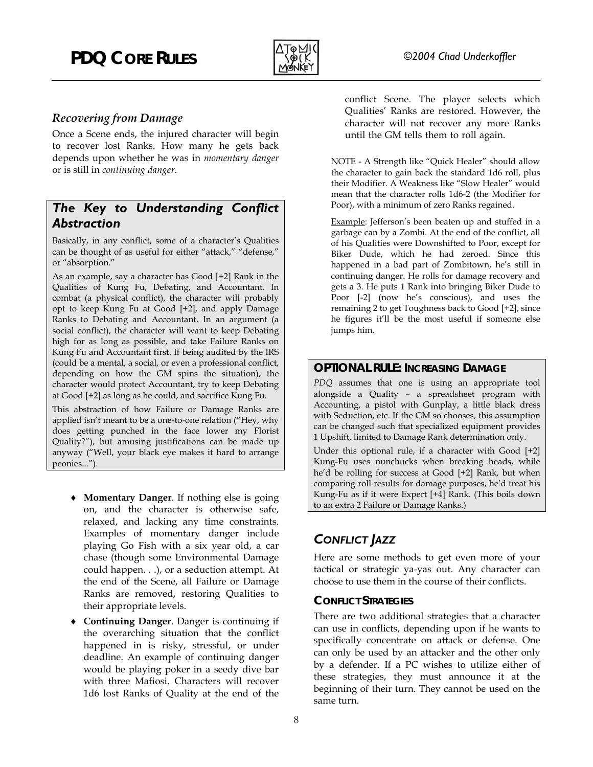### *Recovering from Damage*

Once a Scene ends, the injured character will begin to recover lost Ranks. How many he gets back depends upon whether he was in *momentary danger* or is still in *continuing danger*.

> ### *The Key to Understanding Conflict Abstraction*
>
> Basically, in any conflict, some of a character's Qualities can be thought of as useful for either "attack," "defense," or "absorption."
>
> As an example, say a character has Good [+2] Rank in the Qualities of Kung Fu, Debating, and Accountant. In combat (a physical conflict), the character will probably opt to keep Kung Fu at Good [+2], and apply Damage Ranks to Debating and Accountant. In an argument (a social conflict), the character will want to keep Debating high for as long as possible, and take Failure Ranks on Kung Fu and Accountant first. If being audited by the IRS (could be a mental, a social, or even a professional conflict, depending on how the GM spins the situation), the character would protect Accountant, try to keep Debating at Good [+2] as long as he could, and sacrifice Kung Fu.
>
> This abstraction of how Failure or Damage Ranks are applied isn't meant to be a one-to-one relation ("Hey, why does getting punched in the face lower my Florist Quality?"), but amusing justifications can be made up anyway ("Well, your black eye makes it hard to arrange peonies...").

- **Momentary Danger**. If nothing else is going on, and the character is otherwise safe, relaxed, and lacking any time constraints. Examples of momentary danger include playing Go Fish with a six year old, a car chase (though some Environmental Damage could happen. . .), or a seduction attempt. At the end of the Scene, all Failure or Damage Ranks are removed, restoring Qualities to their appropriate levels.
- **Continuing Danger**. Danger is continuing if the overarching situation that the conflict happened in is risky, stressful, or under deadline. An example of continuing danger would be playing poker in a seedy dive bar with three Mafiosi. Characters will recover 1d6 lost Ranks of Quality at the end of the conflict Scene. The player selects which Qualities' Ranks are restored. However, the character will not recover any more Ranks until the GM tells them to roll again.

NOTE - A Strength like "Quick Healer" should allow the character to gain back the standard 1d6 roll, plus their Modifier. A Weakness like "Slow Healer" would mean that the character rolls 1d6-2 (the Modifier for Poor), with a minimum of zero Ranks regained.

<u>Example</u>: Jefferson's been beaten up and stuffed in a garbage can by a Zombi. At the end of the conflict, all of his Qualities were Downshifted to Poor, except for Biker Dude, which he had zeroed. Since this happened in a bad part of Zombitown, he's still in continuing danger. He rolls for damage recovery and gets a 3. He puts 1 Rank into bringing Biker Dude to Poor [-2] (now he's conscious), and uses the remaining 2 to get Toughness back to Good [+2], since he figures it'll be the most useful if someone else jumps him.

> **OPTIONAL RULE: INCREASING DAMAGE**
>
> *PDQ* assumes that one is using an appropriate tool alongside a Quality – a spreadsheet program with Accounting, a pistol with Gunplay, a little black dress with Seduction, etc. If the GM so chooses, this assumption can be changed such that specialized equipment provides 1 Upshift, limited to Damage Rank determination only.
>
> Under this optional rule, if a character with Good [+2] Kung-Fu uses nunchucks when breaking heads, while he'd be rolling for success at Good [+2] Rank, but when comparing roll results for damage purposes, he'd treat his Kung-Fu as if it were Expert [+4] Rank. (This boils down to an extra 2 Failure or Damage Ranks.)

## *CONFLICT JAZZ*

Here are some methods to get even more of your tactical or strategic ya-yas out. Any character can choose to use them in the course of their conflicts.

### CONFLICT STRATEGIES

There are two additional strategies that a character can use in conflicts, depending upon if he wants to specifically concentrate on attack or defense. One can only be used by an attacker and the other only by a defender. If a PC wishes to utilize either of these strategies, they must announce it at the beginning of their turn. They cannot be used on the same turn.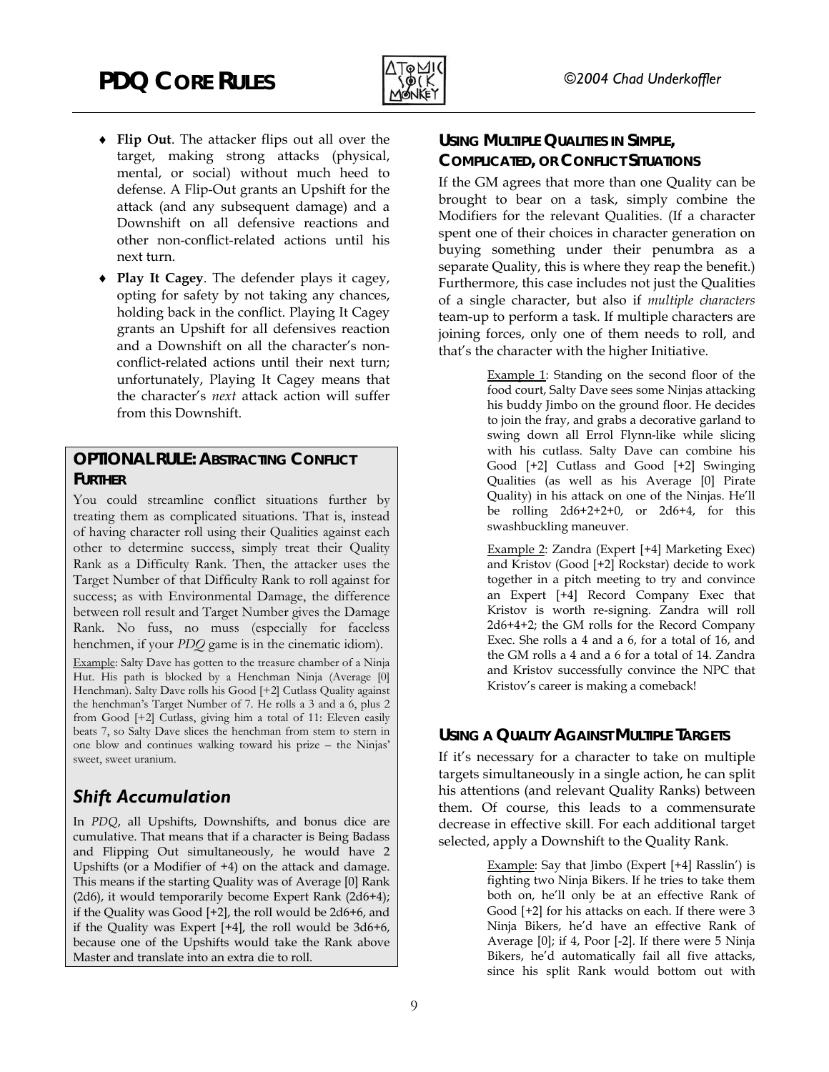- **Flip Out**. The attacker flips out all over the target, making strong attacks (physical, mental, or social) without much heed to defense. A Flip-Out grants an Upshift for the attack (and any subsequent damage) and a Downshift on all defensive reactions and other non-conflict-related actions until his next turn.
- **Play It Cagey**. The defender plays it cagey, opting for safety by not taking any chances, holding back in the conflict. Playing It Cagey grants an Upshift for all defensives reaction and a Downshift on all the character's non-conflict-related actions until their next turn; unfortunately, Playing It Cagey means that the character's *next* attack action will suffer from this Downshift.

### OPTIONAL RULE: ABSTRACTING CONFLICT FURTHER

You could streamline conflict situations further by treating them as complicated situations. That is, instead of having character roll using their Qualities against each other to determine success, simply treat their Quality Rank as a Difficulty Rank. Then, the attacker uses the Target Number of that Difficulty Rank to roll against for success; as with Environmental Damage, the difference between roll result and Target Number gives the Damage Rank. No fuss, no muss (especially for faceless henchmen, if your *PDQ* game is in the cinematic idiom).

Example: Salty Dave has gotten to the treasure chamber of a Ninja Hut. His path is blocked by a Henchman Ninja (Average [0] Henchman). Salty Dave rolls his Good [+2] Cutlass Quality against the henchman's Target Number of 7. He rolls a 3 and a 6, plus 2 from Good [+2] Cutlass, giving him a total of 11: Eleven easily beats 7, so Salty Dave slices the henchman from stem to stern in one blow and continues walking toward his prize – the Ninjas' sweet, sweet uranium.

## Shift Accumulation

In *PDQ*, all Upshifts, Downshifts, and bonus dice are cumulative. That means that if a character is Being Badass and Flipping Out simultaneously, he would have 2 Upshifts (or a Modifier of +4) on the attack and damage. This means if the starting Quality was of Average [0] Rank (2d6), it would temporarily become Expert Rank (2d6+4); if the Quality was Good [+2], the roll would be 2d6+6, and if the Quality was Expert [+4], the roll would be 3d6+6, because one of the Upshifts would take the Rank above Master and translate into an extra die to roll.

### USING MULTIPLE QUALITIES IN SIMPLE, COMPLICATED, OR CONFLICT SITUATIONS

If the GM agrees that more than one Quality can be brought to bear on a task, simply combine the Modifiers for the relevant Qualities. (If a character spent one of their choices in character generation on buying something under their penumbra as a separate Quality, this is where they reap the benefit.) Furthermore, this case includes not just the Qualities of a single character, but also if *multiple characters* team-up to perform a task. If multiple characters are joining forces, only one of them needs to roll, and that's the character with the higher Initiative.

> Example 1: Standing on the second floor of the food court, Salty Dave sees some Ninjas attacking his buddy Jimbo on the ground floor. He decides to join the fray, and grabs a decorative garland to swing down all Errol Flynn-like while slicing with his cutlass. Salty Dave can combine his Good [+2] Cutlass and Good [+2] Swinging Qualities (as well as his Average [0] Pirate Quality) in his attack on one of the Ninjas. He'll be rolling 2d6+2+2+0, or 2d6+4, for this swashbuckling maneuver.

> Example 2: Zandra (Expert [+4] Marketing Exec) and Kristov (Good [+2] Rockstar) decide to work together in a pitch meeting to try and convince an Expert [+4] Record Company Exec that Kristov is worth re-signing. Zandra will roll 2d6+4+2; the GM rolls for the Record Company Exec. She rolls a 4 and a 6, for a total of 16, and the GM rolls a 4 and a 6 for a total of 14. Zandra and Kristov successfully convince the NPC that Kristov's career is making a comeback!

### USING A QUALITY AGAINST MULTIPLE TARGETS

If it's necessary for a character to take on multiple targets simultaneously in a single action, he can split his attentions (and relevant Quality Ranks) between them. Of course, this leads to a commensurate decrease in effective skill. For each additional target selected, apply a Downshift to the Quality Rank.

> Example: Say that Jimbo (Expert [+4] Rasslin') is fighting two Ninja Bikers. If he tries to take them both on, he'll only be at an effective Rank of Good [+2] for his attacks on each. If there were 3 Ninja Bikers, he'd have an effective Rank of Average [0]; if 4, Poor [-2]. If there were 5 Ninja Bikers, he'd automatically fail all five attacks, since his split Rank would bottom out with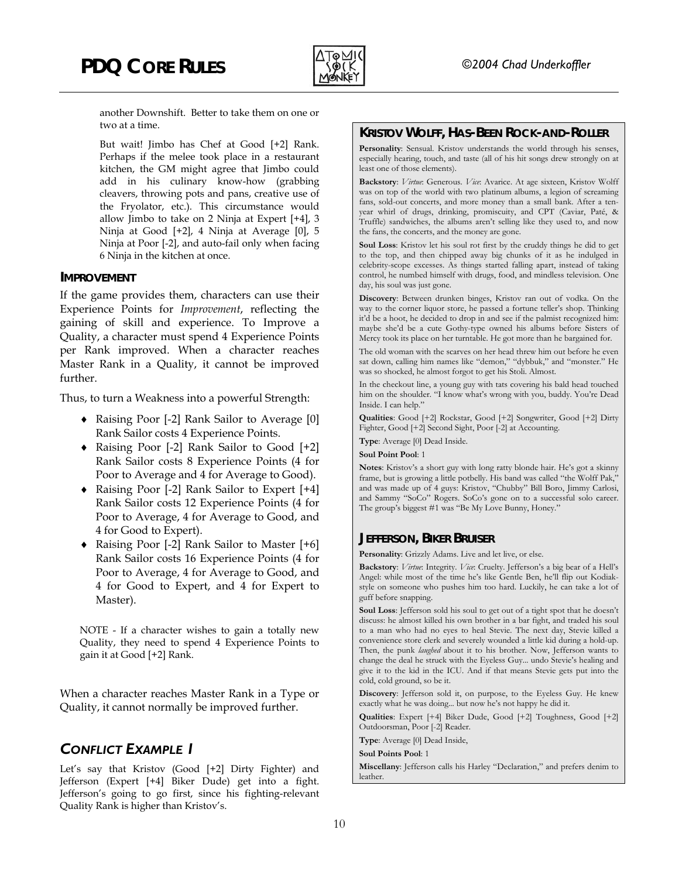another Downshift. Better to take them on one or two at a time.

But wait! Jimbo has Chef at Good [+2] Rank. Perhaps if the melee took place in a restaurant kitchen, the GM might agree that Jimbo could add in his culinary know-how (grabbing cleavers, throwing pots and pans, creative use of the Fryolator, etc.). This circumstance would allow Jimbo to take on 2 Ninja at Expert [+4], 3 Ninja at Good [+2], 4 Ninja at Average [0], 5 Ninja at Poor [-2], and auto-fail only when facing 6 Ninja in the kitchen at once.

### IMPROVEMENT

If the game provides them, characters can use their Experience Points for *Improvement*, reflecting the gaining of skill and experience. To Improve a Quality, a character must spend 4 Experience Points per Rank improved. When a character reaches Master Rank in a Quality, it cannot be improved further.

Thus, to turn a Weakness into a powerful Strength:

- Raising Poor [-2] Rank Sailor to Average [0] Rank Sailor costs 4 Experience Points.
- Raising Poor [-2] Rank Sailor to Good [+2] Rank Sailor costs 8 Experience Points (4 for Poor to Average and 4 for Average to Good).
- Raising Poor [-2] Rank Sailor to Expert [+4] Rank Sailor costs 12 Experience Points (4 for Poor to Average, 4 for Average to Good, and 4 for Good to Expert).
- Raising Poor [-2] Rank Sailor to Master [+6] Rank Sailor costs 16 Experience Points (4 for Poor to Average, 4 for Average to Good, and 4 for Good to Expert, and 4 for Expert to Master).

NOTE - If a character wishes to gain a totally new Quality, they need to spend 4 Experience Points to gain it at Good [+2] Rank.

When a character reaches Master Rank in a Type or Quality, it cannot normally be improved further.

## CONFLICT EXAMPLE I

Let's say that Kristov (Good [+2] Dirty Fighter) and Jefferson (Expert [+4] Biker Dude) get into a fight. Jefferson's going to go first, since his fighting-relevant Quality Rank is higher than Kristov's.

### KRISTOV WOLFF, HAS-BEEN ROCK-AND-ROLLER

**Personality**: Sensual. Kristov understands the world through his senses, especially hearing, touch, and taste (all of his hit songs drew strongly on at least one of those elements).

**Backstory**: *Virtue*: Generous. *Vice*: Avarice. At age sixteen, Kristov Wolff was on top of the world with two platinum albums, a legion of screaming fans, sold-out concerts, and more money than a small bank. After a ten-year whirl of drugs, drinking, promiscuity, and CPT (Caviar, Paté, & Truffle) sandwiches, the albums aren't selling like they used to, and now the fans, the concerts, and the money are gone.

**Soul Loss**: Kristov let his soul rot first by the cruddy things he did to get to the top, and then chipped away big chunks of it as he indulged in celebrity-scope excesses. As things started falling apart, instead of taking control, he numbed himself with drugs, food, and mindless television. One day, his soul was just gone.

**Discovery**: Between drunken binges, Kristov ran out of vodka. On the way to the corner liquor store, he passed a fortune teller's shop. Thinking it'd be a hoot, he decided to drop in and see if the palmist recognized him: maybe she'd be a cute Gothy-type owned his albums before Sisters of Mercy took its place on her turntable. He got more than he bargained for.

The old woman with the scarves on her head threw him out before he even sat down, calling him names like "demon," "dybbuk," and "monster." He was so shocked, he almost forgot to get his Stoli. Almost.

In the checkout line, a young guy with tats covering his bald head touched him on the shoulder. "I know what's wrong with you, buddy. You're Dead Inside. I can help."

**Qualities**: Good [+2] Rockstar, Good [+2] Songwriter, Good [+2] Dirty Fighter, Good [+2] Second Sight, Poor [-2] at Accounting.

**Type**: Average [0] Dead Inside.

**Soul Point Pool**: 1

**Notes**: Kristov's a short guy with long ratty blonde hair. He's got a skinny frame, but is growing a little potbelly. His band was called "the Wolff Pak," and was made up of 4 guys: Kristov, "Chubby" Bill Boro, Jimmy Carlosi, and Sammy "SoCo" Rogers. SoCo's gone on to a successful solo career. The group's biggest #1 was "Be My Love Bunny, Honey."

### JEFFERSON, BIKER BRUISER

**Personality**: Grizzly Adams. Live and let live, or else.

**Backstory**: *Virtue*: Integrity. *Vice*: Cruelty. Jefferson's a big bear of a Hell's Angel: while most of the time he's like Gentle Ben, he'll flip out Kodiak-style on someone who pushes him too hard. Luckily, he can take a lot of guff before snapping.

**Soul Loss**: Jefferson sold his soul to get out of a tight spot that he doesn't discuss: he almost killed his own brother in a bar fight, and traded his soul to a man who had no eyes to heal Stevie. The next day, Stevie killed a convenience store clerk and severely wounded a little kid during a hold-up. Then, the punk *laughed* about it to his brother. Now, Jefferson wants to change the deal he struck with the Eyeless Guy... undo Stevie's healing and give it to the kid in the ICU. And if that means Stevie gets put into the cold, cold ground, so be it.

**Discovery**: Jefferson sold it, on purpose, to the Eyeless Guy. He knew exactly what he was doing... but now he's not happy he did it.

**Qualities**: Expert [+4] Biker Dude, Good [+2] Toughness, Good [+2] Outdoorsman, Poor [-2] Reader.

**Type**: Average [0] Dead Inside,

**Soul Points Pool**: 1

**Miscellany**: Jefferson calls his Harley "Declaration," and prefers denim to leather.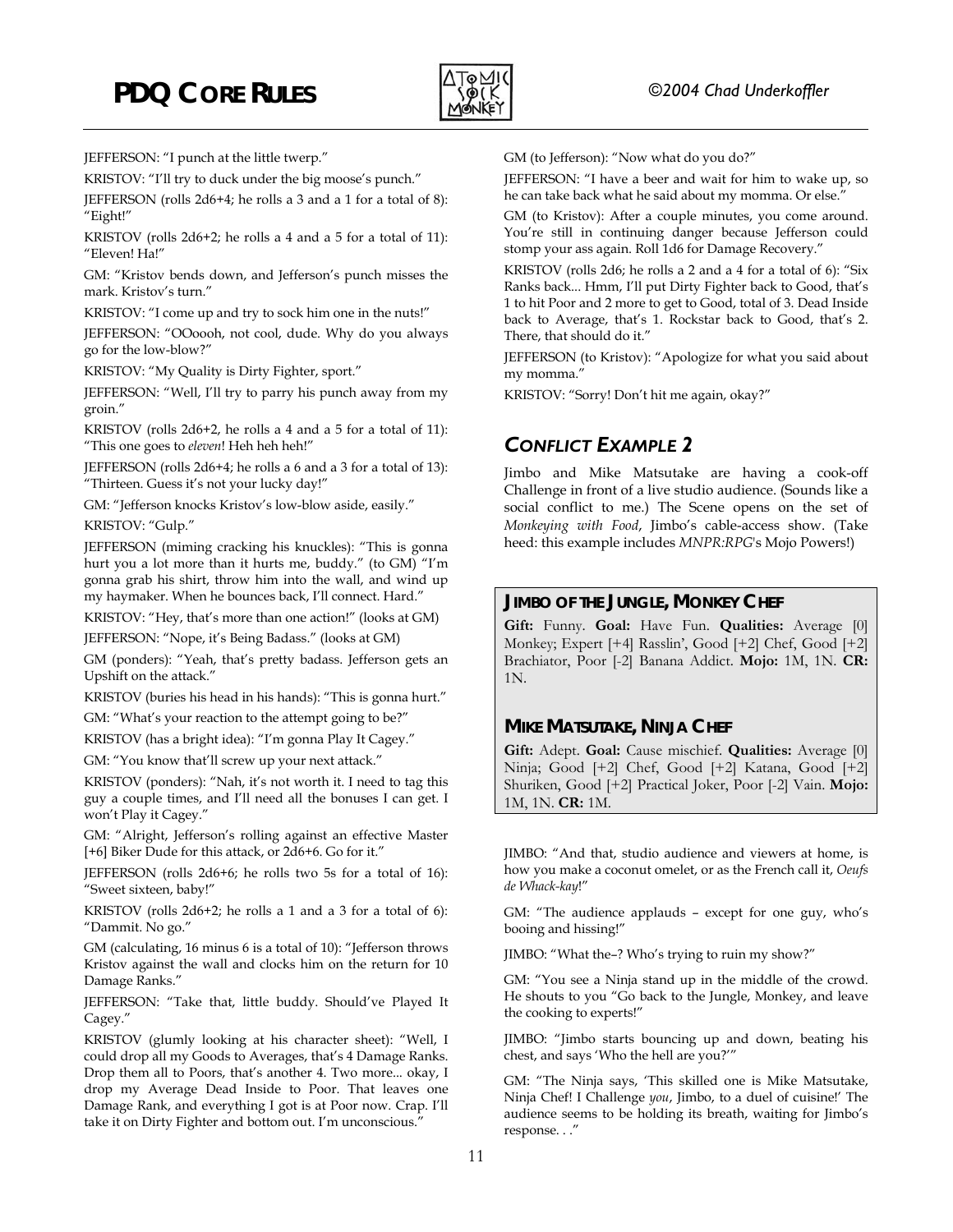JEFFERSON: "I punch at the little twerp."

KRISTOV: "I'll try to duck under the big moose's punch."

JEFFERSON (rolls 2d6+4; he rolls a 3 and a 1 for a total of 8): "Eight!"

KRISTOV (rolls 2d6+2; he rolls a 4 and a 5 for a total of 11): "Eleven! Ha!"

GM: "Kristov bends down, and Jefferson's punch misses the mark. Kristov's turn."

KRISTOV: "I come up and try to sock him one in the nuts!"

JEFFERSON: "OOoooh, not cool, dude. Why do you always go for the low-blow?"

KRISTOV: "My Quality is Dirty Fighter, sport."

JEFFERSON: "Well, I'll try to parry his punch away from my groin."

KRISTOV (rolls 2d6+2, he rolls a 4 and a 5 for a total of 11): "This one goes to *eleven*! Heh heh heh!"

JEFFERSON (rolls 2d6+4; he rolls a 6 and a 3 for a total of 13): "Thirteen. Guess it's not your lucky day!"

GM: "Jefferson knocks Kristov's low-blow aside, easily."

KRISTOV: "Gulp."

JEFFERSON (miming cracking his knuckles): "This is gonna hurt you a lot more than it hurts me, buddy." (to GM) "I'm gonna grab his shirt, throw him into the wall, and wind up my haymaker. When he bounces back, I'll connect. Hard."

KRISTOV: "Hey, that's more than one action!" (looks at GM)

JEFFERSON: "Nope, it's Being Badass." (looks at GM)

GM (ponders): "Yeah, that's pretty badass. Jefferson gets an Upshift on the attack."

KRISTOV (buries his head in his hands): "This is gonna hurt."

GM: "What's your reaction to the attempt going to be?"

KRISTOV (has a bright idea): "I'm gonna Play It Cagey."

GM: "You know that'll screw up your next attack."

KRISTOV (ponders): "Nah, it's not worth it. I need to tag this guy a couple times, and I'll need all the bonuses I can get. I won't Play it Cagey."

GM: "Alright, Jefferson's rolling against an effective Master [+6] Biker Dude for this attack, or 2d6+6. Go for it."

JEFFERSON (rolls 2d6+6; he rolls two 5s for a total of 16): "Sweet sixteen, baby!"

KRISTOV (rolls 2d6+2; he rolls a 1 and a 3 for a total of 6): "Dammit. No go."

GM (calculating, 16 minus 6 is a total of 10): "Jefferson throws Kristov against the wall and clocks him on the return for 10 Damage Ranks."

JEFFERSON: "Take that, little buddy. Should've Played It Cagey."

KRISTOV (glumly looking at his character sheet): "Well, I could drop all my Goods to Averages, that's 4 Damage Ranks. Drop them all to Poors, that's another 4. Two more... okay, I drop my Average Dead Inside to Poor. That leaves one Damage Rank, and everything I got is at Poor now. Crap. I'll take it on Dirty Fighter and bottom out. I'm unconscious."

GM (to Jefferson): "Now what do you do?"

JEFFERSON: "I have a beer and wait for him to wake up, so he can take back what he said about my momma. Or else."

GM (to Kristov): After a couple minutes, you come around. You're still in continuing danger because Jefferson could stomp your ass again. Roll 1d6 for Damage Recovery."

KRISTOV (rolls 2d6; he rolls a 2 and a 4 for a total of 6): "Six Ranks back... Hmm, I'll put Dirty Fighter back to Good, that's 1 to hit Poor and 2 more to get to Good, total of 3. Dead Inside back to Average, that's 1. Rockstar back to Good, that's 2. There, that should do it."

JEFFERSON (to Kristov): "Apologize for what you said about my momma."

KRISTOV: "Sorry! Don't hit me again, okay?"

## *Conflict Example 2*

Jimbo and Mike Matsutake are having a cook-off Challenge in front of a live studio audience. (Sounds like a social conflict to me.) The Scene opens on the set of *Monkeying with Food*, Jimbo's cable-access show. (Take heed: this example includes *MNPR:RPG*'s Mojo Powers!)

### Jimbo of the Jungle, Monkey Chef

**Gift:** Funny. **Goal:** Have Fun. **Qualities:** Average [0] Monkey; Expert [+4] Rasslin', Good [+2] Chef, Good [+2] Brachiator, Poor [-2] Banana Addict. **Mojo:** 1M, 1N. **CR:** 1N.

### Mike Matsutake, Ninja Chef

**Gift:** Adept. **Goal:** Cause mischief. **Qualities:** Average [0] Ninja; Good [+2] Chef, Good [+2] Katana, Good [+2] Shuriken, Good [+2] Practical Joker, Poor [-2] Vain. **Mojo:** 1M, 1N. **CR:** 1M.

JIMBO: "And that, studio audience and viewers at home, is how you make a coconut omelet, or as the French call it, *Oeufs de Whack-kay*!"

GM: "The audience applauds – except for one guy, who's booing and hissing!"

JIMBO: "What the–? Who's trying to ruin my show?"

GM: "You see a Ninja stand up in the middle of the crowd. He shouts to you "Go back to the Jungle, Monkey, and leave the cooking to experts!"

JIMBO: "Jimbo starts bouncing up and down, beating his chest, and says 'Who the hell are you?'"

GM: "The Ninja says, 'This skilled one is Mike Matsutake, Ninja Chef! I Challenge *you*, Jimbo, to a duel of cuisine!' The audience seems to be holding its breath, waiting for Jimbo's response. . ."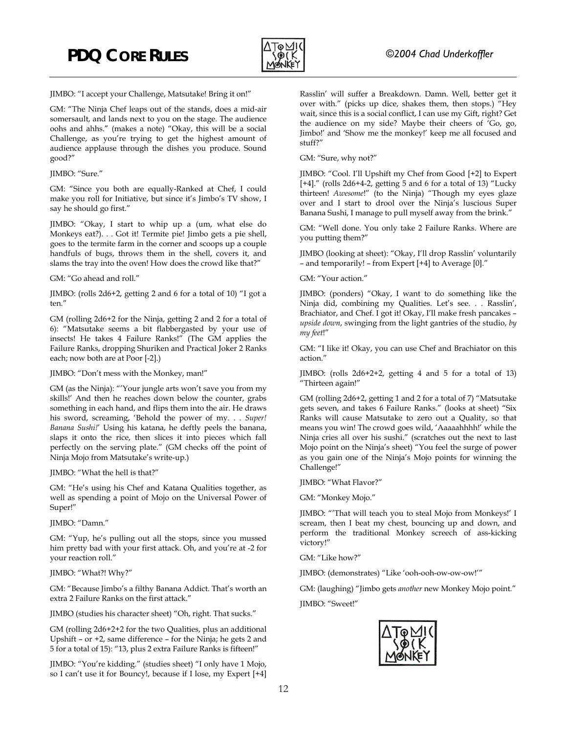JIMBO: "I accept your Challenge, Matsutake! Bring it on!"

GM: "The Ninja Chef leaps out of the stands, does a mid-air somersault, and lands next to you on the stage. The audience oohs and ahhs." (makes a note) "Okay, this will be a social Challenge, as you're trying to get the highest amount of audience applause through the dishes you produce. Sound good?"

JIMBO: "Sure."

GM: "Since you both are equally-Ranked at Chef, I could make you roll for Initiative, but since it's Jimbo's TV show, I say he should go first."

JIMBO: "Okay, I start to whip up a (um, what else do Monkeys eat?). . . Got it! Termite pie! Jimbo gets a pie shell, goes to the termite farm in the corner and scoops up a couple handfuls of bugs, throws them in the shell, covers it, and slams the tray into the oven! How does the crowd like that?"

GM: "Go ahead and roll."

JIMBO: (rolls 2d6+2, getting 2 and 6 for a total of 10) "I got a ten."

GM (rolling 2d6+2 for the Ninja, getting 2 and 2 for a total of 6): "Matsutake seems a bit flabbergasted by your use of insects! He takes 4 Failure Ranks!" (The GM applies the Failure Ranks, dropping Shuriken and Practical Joker 2 Ranks each; now both are at Poor [-2].)

JIMBO: "Don't mess with the Monkey, man!"

GM (as the Ninja): "'Your jungle arts won't save you from my skills!' And then he reaches down below the counter, grabs something in each hand, and flips them into the air. He draws his sword, screaming, 'Behold the power of my. . . *Super! Banana Sushi!*' Using his katana, he deftly peels the banana, slaps it onto the rice, then slices it into pieces which fall perfectly on the serving plate." (GM checks off the point of Ninja Mojo from Matsutake's write-up.)

JIMBO: "What the hell is that?"

GM: "He's using his Chef and Katana Qualities together, as well as spending a point of Mojo on the Universal Power of Super!"

JIMBO: "Damn."

GM: "Yup, he's pulling out all the stops, since you mussed him pretty bad with your first attack. Oh, and you're at -2 for your reaction roll."

JIMBO: "What?! Why?"

GM: "Because Jimbo's a filthy Banana Addict. That's worth an extra 2 Failure Ranks on the first attack."

JIMBO (studies his character sheet) "Oh, right. That sucks."

GM (rolling 2d6+2+2 for the two Qualities, plus an additional Upshift – or +2, same difference – for the Ninja; he gets 2 and 5 for a total of 15): "13, plus 2 extra Failure Ranks is fifteen!"

JIMBO: "You're kidding." (studies sheet) "I only have 1 Mojo, so I can't use it for Bouncy!, because if I lose, my Expert [+4] Rasslin' will suffer a Breakdown. Damn. Well, better get it over with." (picks up dice, shakes them, then stops.) "Hey wait, since this is a social conflict, I can use my Gift, right? Get the audience on my side? Maybe their cheers of 'Go, go, Jimbo!' and 'Show me the monkey!' keep me all focused and stuff?"

GM: "Sure, why not?"

JIMBO: "Cool. I'll Upshift my Chef from Good [+2] to Expert [+4]." (rolls 2d6+4-2, getting 5 and 6 for a total of 13) "Lucky thirteen! *Awesome*!" (to the Ninja) "Though my eyes glaze over and I start to drool over the Ninja's luscious Super Banana Sushi, I manage to pull myself away from the brink."

GM: "Well done. You only take 2 Failure Ranks. Where are you putting them?"

JIMBO (looking at sheet): "Okay, I'll drop Rasslin' voluntarily – and temporarily! – from Expert [+4] to Average [0]."

GM: "Your action."

JIMBO: (ponders) "Okay, I want to do something like the Ninja did, combining my Qualities. Let's see. . . Rasslin', Brachiator, and Chef. I got it! Okay, I'll make fresh pancakes – *upside down*, swinging from the light gantries of the studio, *by my feet*!"

GM: "I like it! Okay, you can use Chef and Brachiator on this action."

JIMBO: (rolls 2d6+2+2, getting 4 and 5 for a total of 13) "Thirteen again!"

GM (rolling 2d6+2, getting 1 and 2 for a total of 7) "Matsutake gets seven, and takes 6 Failure Ranks." (looks at sheet) "Six Ranks will cause Matsutake to zero out a Quality, so that means you win! The crowd goes wild, 'Aaaaahhhh!' while the Ninja cries all over his sushi." (scratches out the next to last Mojo point on the Ninja's sheet) "You feel the surge of power as you gain one of the Ninja's Mojo points for winning the Challenge!"

JIMBO: "What Flavor?"

GM: "Monkey Mojo."

JIMBO: "'That will teach you to steal Mojo from Monkeys!' I scream, then I beat my chest, bouncing up and down, and perform the traditional Monkey screech of ass-kicking victory!"

GM: "Like how?"

JIMBO: (demonstrates) "Like 'ooh-ooh-ow-ow-ow!'"

GM: (laughing) "Jimbo gets *another* new Monkey Mojo point."

JIMBO: "Sweet!"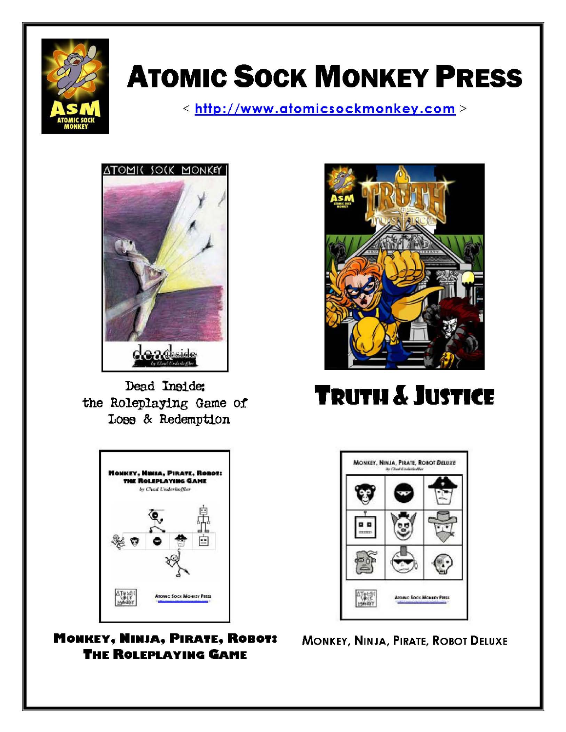# Atomic Sock Monkey Press

< http://www.atomicsockmonkey.com >

Dead Inside: the Roleplaying Game of Loss & Redemption

**Truth & Justice**

**Monkey, Ninja, Pirate, Robot: The Roleplaying Game**

Monkey, Ninja, Pirate, Robot Deluxe